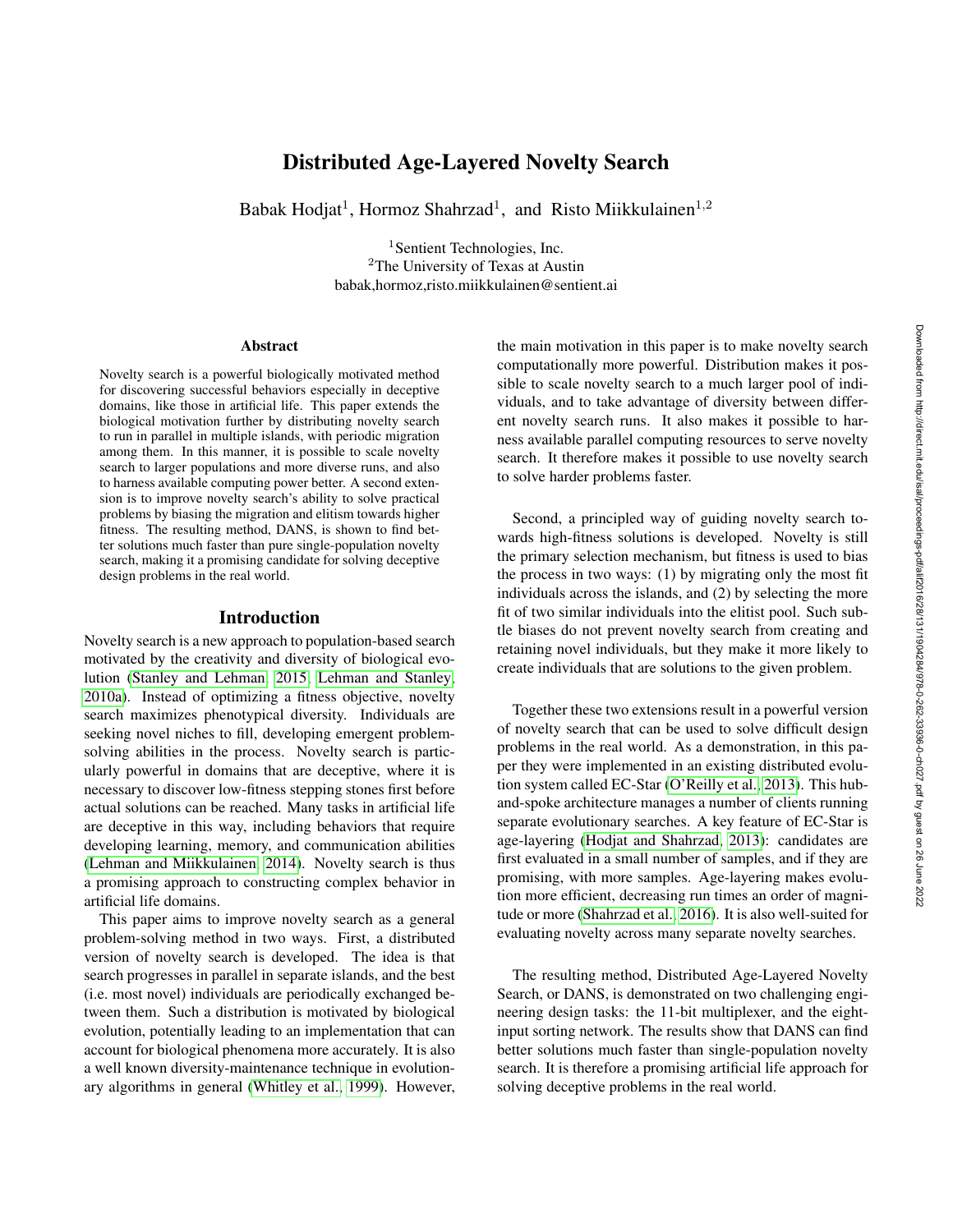# Distributed Age-Layered Novelty Search

Babak Hodjat[1], Hormoz Shahrzad[1], and Risto Miikkulainen[1,2]

[1]Sentient Technologies, Inc.
[2]The University of Texas at Austin
babak,hormoz,risto.miikkulainen@sentient.ai

## Abstract

Novelty search is a powerful biologically motivated method for discovering successful behaviors especially in deceptive domains, like those in artificial life. This paper extends the biological motivation further by distributing novelty search to run in parallel in multiple islands, with periodic migration among them. In this manner, it is possible to scale novelty search to larger populations and more diverse runs, and also to harness available computing power better. A second extension is to improve novelty search's ability to solve practical problems by biasing the migration and elitism towards higher fitness. The resulting method, DANS, is shown to find better solutions much faster than pure single-population novelty search, making it a promising candidate for solving deceptive design problems in the real world.

## Introduction

Novelty search is a new approach to population-based search motivated by the creativity and diversity of biological evolution (Stanley and Lehman, 2015; Lehman and Stanley, 2010a). Instead of optimizing a fitness objective, novelty search maximizes phenotypical diversity. Individuals are seeking novel niches to fill, developing emergent problem-solving abilities in the process. Novelty search is particularly powerful in domains that are deceptive, where it is necessary to discover low-fitness stepping stones first before actual solutions can be reached. Many tasks in artificial life are deceptive in this way, including behaviors that require developing learning, memory, and communication abilities (Lehman and Miikkulainen, 2014). Novelty search is thus a promising approach to constructing complex behavior in artificial life domains.

This paper aims to improve novelty search as a general problem-solving method in two ways. First, a distributed version of novelty search is developed. The idea is that search progresses in parallel in separate islands, and the best (i.e. most novel) individuals are periodically exchanged between them. Such a distribution is motivated by biological evolution, potentially leading to an implementation that can account for biological phenomena more accurately. It is also a well known diversity-maintenance technique in evolutionary algorithms in general (Whitley et al., 1999). However, the main motivation in this paper is to make novelty search computationally more powerful. Distribution makes it possible to scale novelty search to a much larger pool of individuals, and to take advantage of diversity between different novelty search runs. It also makes it possible to harness available parallel computing resources to serve novelty search. It therefore makes it possible to use novelty search to solve harder problems faster.

Second, a principled way of guiding novelty search towards high-fitness solutions is developed. Novelty is still the primary selection mechanism, but fitness is used to bias the process in two ways: (1) by migrating only the most fit individuals across the islands, and (2) by selecting the more fit of two similar individuals into the elitist pool. Such subtle biases do not prevent novelty search from creating and retaining novel individuals, but they make it more likely to create individuals that are solutions to the given problem.

Together these two extensions result in a powerful version of novelty search that can be used to solve difficult design problems in the real world. As a demonstration, in this paper they were implemented in an existing distributed evolution system called EC-Star (O'Reilly et al., 2013). This hub-and-spoke architecture manages a number of clients running separate evolutionary searches. A key feature of EC-Star is age-layering (Hodjat and Shahrzad, 2013): candidates are first evaluated in a small number of samples, and if they are promising, with more samples. Age-layering makes evolution more efficient, decreasing run times an order of magnitude or more (Shahrzad et al., 2016). It is also well-suited for evaluating novelty across many separate novelty searches.

The resulting method, Distributed Age-Layered Novelty Search, or DANS, is demonstrated on two challenging engineering design tasks: the 11-bit multiplexer, and the eight-input sorting network. The results show that DANS can find better solutions much faster than single-population novelty search. It is therefore a promising artificial life approach for solving deceptive problems in the real world.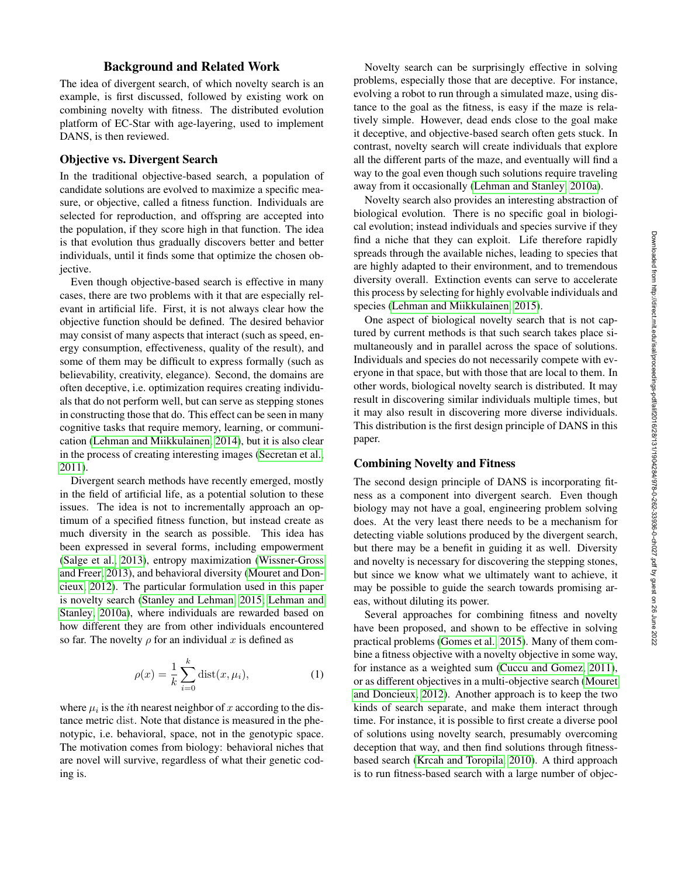## Background and Related Work

The idea of divergent search, of which novelty search is an example, is first discussed, followed by existing work on combining novelty with fitness. The distributed evolution platform of EC-Star with age-layering, used to implement DANS, is then reviewed.

### Objective vs. Divergent Search

In the traditional objective-based search, a population of candidate solutions are evolved to maximize a specific measure, or objective, called a fitness function. Individuals are selected for reproduction, and offspring are accepted into the population, if they score high in that function. The idea is that evolution thus gradually discovers better and better individuals, until it finds some that optimize the chosen objective.

Even though objective-based search is effective in many cases, there are two problems with it that are especially relevant in artificial life. First, it is not always clear how the objective function should be defined. The desired behavior may consist of many aspects that interact (such as speed, energy consumption, effectiveness, quality of the result), and some of them may be difficult to express formally (such as believability, creativity, elegance). Second, the domains are often deceptive, i.e. optimization requires creating individuals that do not perform well, but can serve as stepping stones in constructing those that do. This effect can be seen in many cognitive tasks that require memory, learning, or communication (Lehman and Miikkulainen, 2014), but it is also clear in the process of creating interesting images (Secretan et al., 2011).

Divergent search methods have recently emerged, mostly in the field of artificial life, as a potential solution to these issues. The idea is not to incrementally approach an optimum of a specified fitness function, but instead create as much diversity in the search as possible. This idea has been expressed in several forms, including empowerment (Salge et al., 2013), entropy maximization (Wissner-Gross and Freer, 2013), and behavioral diversity (Mouret and Doncieux, 2012). The particular formulation used in this paper is novelty search (Stanley and Lehman, 2015; Lehman and Stanley, 2010a), where individuals are rewarded based on how different they are from other individuals encountered so far. The novelty $\rho$ for an individual $x$ is defined as

$$\rho(x) = \frac{1}{k} \sum_{i=0}^{k} \mathrm{dist}(x, \mu_i), \tag{1}$$

where $\mu_i$ is the $i$th nearest neighbor of $x$ according to the distance metric $\mathrm{dist}$. Note that distance is measured in the phenotypic, i.e. behavioral, space, not in the genotypic space. The motivation comes from biology: behavioral niches that are novel will survive, regardless of what their genetic coding is.

Novelty search can be surprisingly effective in solving problems, especially those that are deceptive. For instance, evolving a robot to run through a simulated maze, using distance to the goal as the fitness, is easy if the maze is relatively simple. However, dead ends close to the goal make it deceptive, and objective-based search often gets stuck. In contrast, novelty search will create individuals that explore all the different parts of the maze, and eventually will find a way to the goal even though such solutions require traveling away from it occasionally (Lehman and Stanley, 2010a).

Novelty search also provides an interesting abstraction of biological evolution. There is no specific goal in biological evolution; instead individuals and species survive if they find a niche that they can exploit. Life therefore rapidly spreads through the available niches, leading to species that are highly adapted to their environment, and to tremendous diversity overall. Extinction events can serve to accelerate this process by selecting for highly evolvable individuals and species (Lehman and Miikkulainen, 2015).

One aspect of biological novelty search that is not captured by current methods is that such search takes place simultaneously and in parallel across the space of solutions. Individuals and species do not necessarily compete with everyone in that space, but with those that are local to them. In other words, biological novelty search is distributed. It may result in discovering similar individuals multiple times, but it may also result in discovering more diverse individuals. This distribution is the first design principle of DANS in this paper.

### Combining Novelty and Fitness

The second design principle of DANS is incorporating fitness as a component into divergent search. Even though biology may not have a goal, engineering problem solving does. At the very least there needs to be a mechanism for detecting viable solutions produced by the divergent search, but there may be a benefit in guiding it as well. Diversity and novelty is necessary for discovering the stepping stones, but since we know what we ultimately want to achieve, it may be possible to guide the search towards promising areas, without diluting its power.

Several approaches for combining fitness and novelty have been proposed, and shown to be effective in solving practical problems (Gomes et al., 2015). Many of them combine a fitness objective with a novelty objective in some way, for instance as a weighted sum (Cuccu and Gomez, 2011), or as different objectives in a multi-objective search (Mouret and Doncieux, 2012). Another approach is to keep the two kinds of search separate, and make them interact through time. For instance, it is possible to first create a diverse pool of solutions using novelty search, presumably overcoming deception that way, and then find solutions through fitness-based search (Krcah and Toropila, 2010). A third approach is to run fitness-based search with a large number of objec-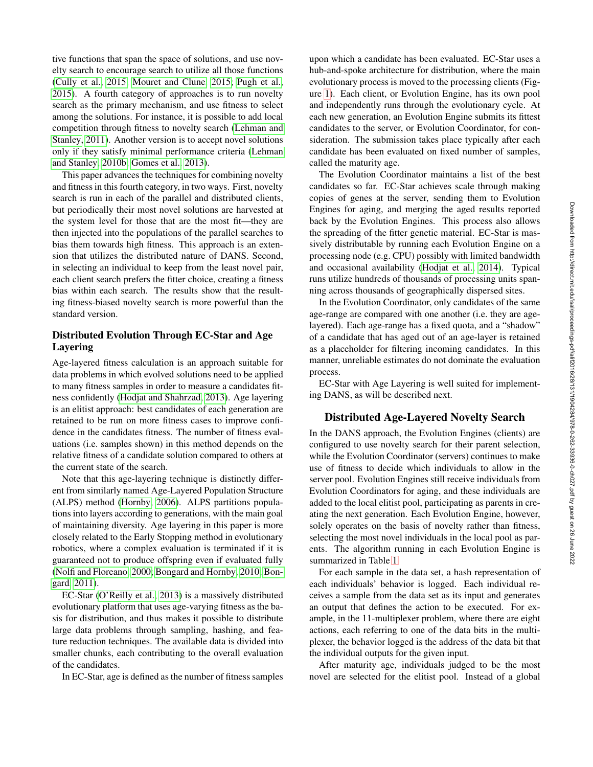tive functions that span the space of solutions, and use novelty search to encourage search to utilize all those functions (Cully et al., 2015; Mouret and Clune, 2015; Pugh et al., 2015). A fourth category of approaches is to run novelty search as the primary mechanism, and use fitness to select among the solutions. For instance, it is possible to add local competition through fitness to novelty search (Lehman and Stanley, 2011). Another version is to accept novel solutions only if they satisfy minimal performance criteria (Lehman and Stanley, 2010b; Gomes et al., 2013).

This paper advances the techniques for combining novelty and fitness in this fourth category, in two ways. First, novelty search is run in each of the parallel and distributed clients, but periodically their most novel solutions are harvested at the system level for those that are the most fit—they are then injected into the populations of the parallel searches to bias them towards high fitness. This approach is an extension that utilizes the distributed nature of DANS. Second, in selecting an individual to keep from the least novel pair, each client search prefers the fitter choice, creating a fitness bias within each search. The results show that the resulting fitness-biased novelty search is more powerful than the standard version.

## Distributed Evolution Through EC-Star and Age Layering

Age-layered fitness calculation is an approach suitable for data problems in which evolved solutions need to be applied to many fitness samples in order to measure a candidates fitness confidently (Hodjat and Shahrzad, 2013). Age layering is an elitist approach: best candidates of each generation are retained to be run on more fitness cases to improve confidence in the candidates fitness. The number of fitness evaluations (i.e. samples shown) in this method depends on the relative fitness of a candidate solution compared to others at the current state of the search.

Note that this age-layering technique is distinctly different from similarly named Age-Layered Population Structure (ALPS) method (Hornby, 2006). ALPS partitions populations into layers according to generations, with the main goal of maintaining diversity. Age layering in this paper is more closely related to the Early Stopping method in evolutionary robotics, where a complex evaluation is terminated if it is guaranteed not to produce offspring even if evaluated fully (Nolfi and Floreano, 2000; Bongard and Hornby, 2010; Bongard, 2011).

EC-Star (O'Reilly et al., 2013) is a massively distributed evolutionary platform that uses age-varying fitness as the basis for distribution, and thus makes it possible to distribute large data problems through sampling, hashing, and feature reduction techniques. The available data is divided into smaller chunks, each contributing to the overall evaluation of the candidates.

In EC-Star, age is defined as the number of fitness samples upon which a candidate has been evaluated. EC-Star uses a hub-and-spoke architecture for distribution, where the main evolutionary process is moved to the processing clients (Figure 1). Each client, or Evolution Engine, has its own pool and independently runs through the evolutionary cycle. At each new generation, an Evolution Engine submits its fittest candidates to the server, or Evolution Coordinator, for consideration. The submission takes place typically after each candidate has been evaluated on fixed number of samples, called the maturity age.

The Evolution Coordinator maintains a list of the best candidates so far. EC-Star achieves scale through making copies of genes at the server, sending them to Evolution Engines for aging, and merging the aged results reported back by the Evolution Engines. This process also allows the spreading of the fitter genetic material. EC-Star is massively distributable by running each Evolution Engine on a processing node (e.g. CPU) possibly with limited bandwidth and occasional availability (Hodjat et al., 2014). Typical runs utilize hundreds of thousands of processing units spanning across thousands of geographically dispersed sites.

In the Evolution Coordinator, only candidates of the same age-range are compared with one another (i.e. they are age-layered). Each age-range has a fixed quota, and a "shadow" of a candidate that has aged out of an age-layer is retained as a placeholder for filtering incoming candidates. In this manner, unreliable estimates do not dominate the evaluation process.

EC-Star with Age Layering is well suited for implementing DANS, as will be described next.

## Distributed Age-Layered Novelty Search

In the DANS approach, the Evolution Engines (clients) are configured to use novelty search for their parent selection, while the Evolution Coordinator (servers) continues to make use of fitness to decide which individuals to allow in the server pool. Evolution Engines still receive individuals from Evolution Coordinators for aging, and these individuals are added to the local elitist pool, participating as parents in creating the next generation. Each Evolution Engine, however, solely operates on the basis of novelty rather than fitness, selecting the most novel individuals in the local pool as parents. The algorithm running in each Evolution Engine is summarized in Table 1.

For each sample in the data set, a hash representation of each individuals' behavior is logged. Each individual receives a sample from the data set as its input and generates an output that defines the action to be executed. For example, in the 11-multiplexer problem, where there are eight actions, each referring to one of the data bits in the multiplexer, the behavior logged is the address of the data bit that the individual outputs for the given input.

After maturity age, individuals judged to be the most novel are selected for the elitist pool. Instead of a global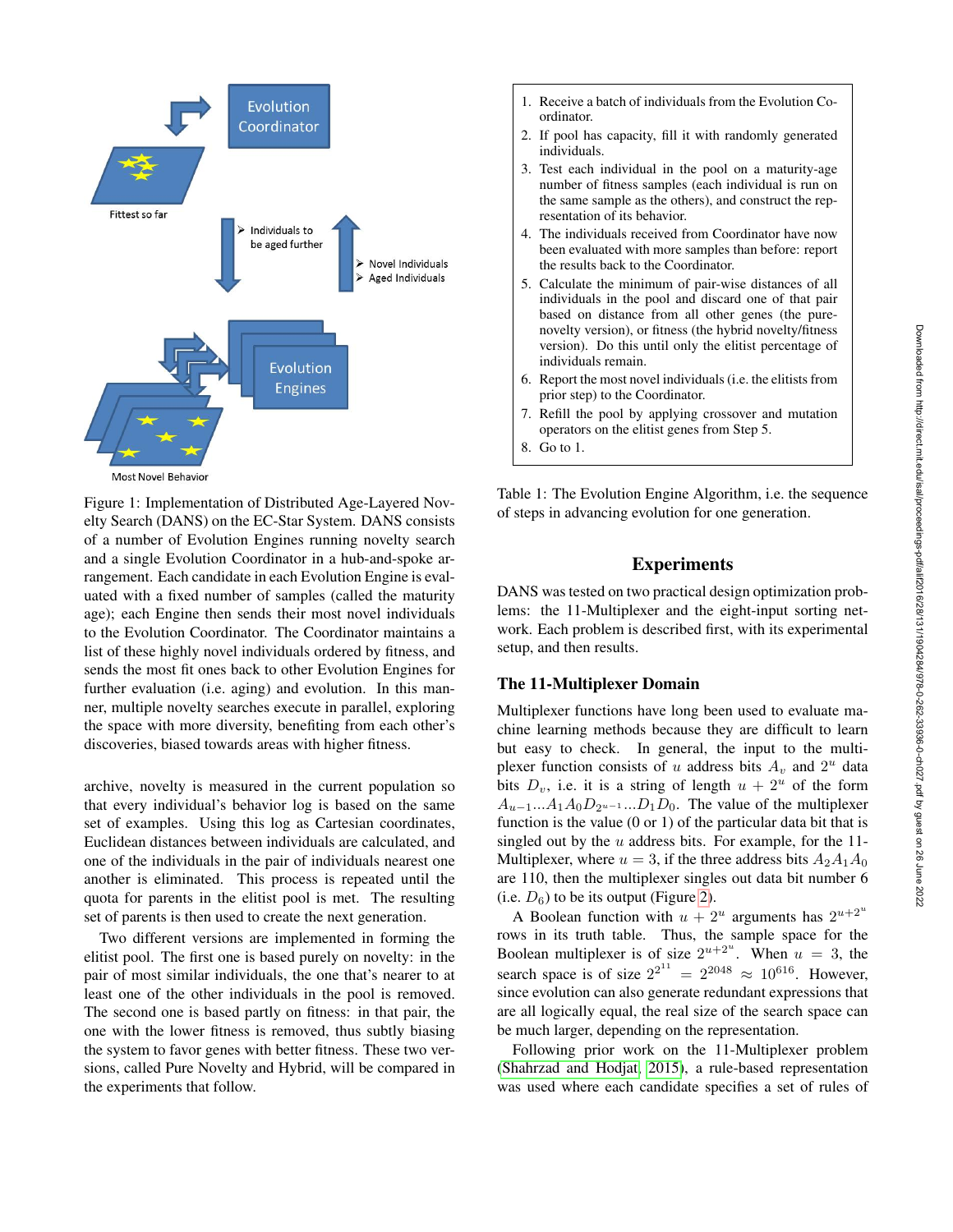Figure 1: Implementation of Distributed Age-Layered Novelty Search (DANS) on the EC-Star System. DANS consists of a number of Evolution Engines running novelty search and a single Evolution Coordinator in a hub-and-spoke arrangement. Each candidate in each Evolution Engine is evaluated with a fixed number of samples (called the maturity age); each Engine then sends their most novel individuals to the Evolution Coordinator. The Coordinator maintains a list of these highly novel individuals ordered by fitness, and sends the most fit ones back to other Evolution Engines for further evaluation (i.e. aging) and evolution. In this manner, multiple novelty searches execute in parallel, exploring the space with more diversity, benefiting from each other's discoveries, biased towards areas with higher fitness.

archive, novelty is measured in the current population so that every individual's behavior log is based on the same set of examples. Using this log as Cartesian coordinates, Euclidean distances between individuals are calculated, and one of the individuals in the pair of individuals nearest one another is eliminated. This process is repeated until the quota for parents in the elitist pool is met. The resulting set of parents is then used to create the next generation.

Two different versions are implemented in forming the elitist pool. The first one is based purely on novelty: in the pair of most similar individuals, the one that's nearer to at least one of the other individuals in the pool is removed. The second one is based partly on fitness: in that pair, the one with the lower fitness is removed, thus subtly biasing the system to favor genes with better fitness. These two versions, called Pure Novelty and Hybrid, will be compared in the experiments that follow.

1. Receive a batch of individuals from the Evolution Coordinator.
2. If pool has capacity, fill it with randomly generated individuals.
3. Test each individual in the pool on a maturity-age number of fitness samples (each individual is run on the same sample as the others), and construct the representation of its behavior.
4. The individuals received from Coordinator have now been evaluated with more samples than before: report the results back to the Coordinator.
5. Calculate the minimum of pair-wise distances of all individuals in the pool and discard one of that pair based on distance from all other genes (the pure-novelty version), or fitness (the hybrid novelty/fitness version). Do this until only the elitist percentage of individuals remain.
6. Report the most novel individuals (i.e. the elitists from prior step) to the Coordinator.
7. Refill the pool by applying crossover and mutation operators on the elitist genes from Step 5.
8. Go to 1.

Table 1: The Evolution Engine Algorithm, i.e. the sequence of steps in advancing evolution for one generation.

## Experiments

DANS was tested on two practical design optimization problems: the 11-Multiplexer and the eight-input sorting network. Each problem is described first, with its experimental setup, and then results.

### The 11-Multiplexer Domain

Multiplexer functions have long been used to evaluate machine learning methods because they are difficult to learn but easy to check. In general, the input to the multiplexer function consists of $u$ address bits $A_v$ and $2^u$ data bits $D_v$, i.e. it is a string of length $u + 2^u$ of the form $A_{u-1}...A_1A_0D_{2^u-1}...D_1D_0$. The value of the multiplexer function is the value (0 or 1) of the particular data bit that is singled out by the $u$ address bits. For example, for the 11-Multiplexer, where $u = 3$, if the three address bits $A_2A_1A_0$ are 110, then the multiplexer singles out data bit number 6 (i.e. $D_6$) to be its output (Figure 2).

A Boolean function with $u + 2^u$ arguments has $2^{u+2^u}$ rows in its truth table. Thus, the sample space for the Boolean multiplexer is of size $2^{u+2^u}$. When $u = 3$, the search space is of size $2^{2^{11}} = 2^{2048} \approx 10^{616}$. However, since evolution can also generate redundant expressions that are all logically equal, the real size of the search space can be much larger, depending on the representation.

Following prior work on the 11-Multiplexer problem (Shahrzad and Hodjat, 2015), a rule-based representation was used where each candidate specifies a set of rules of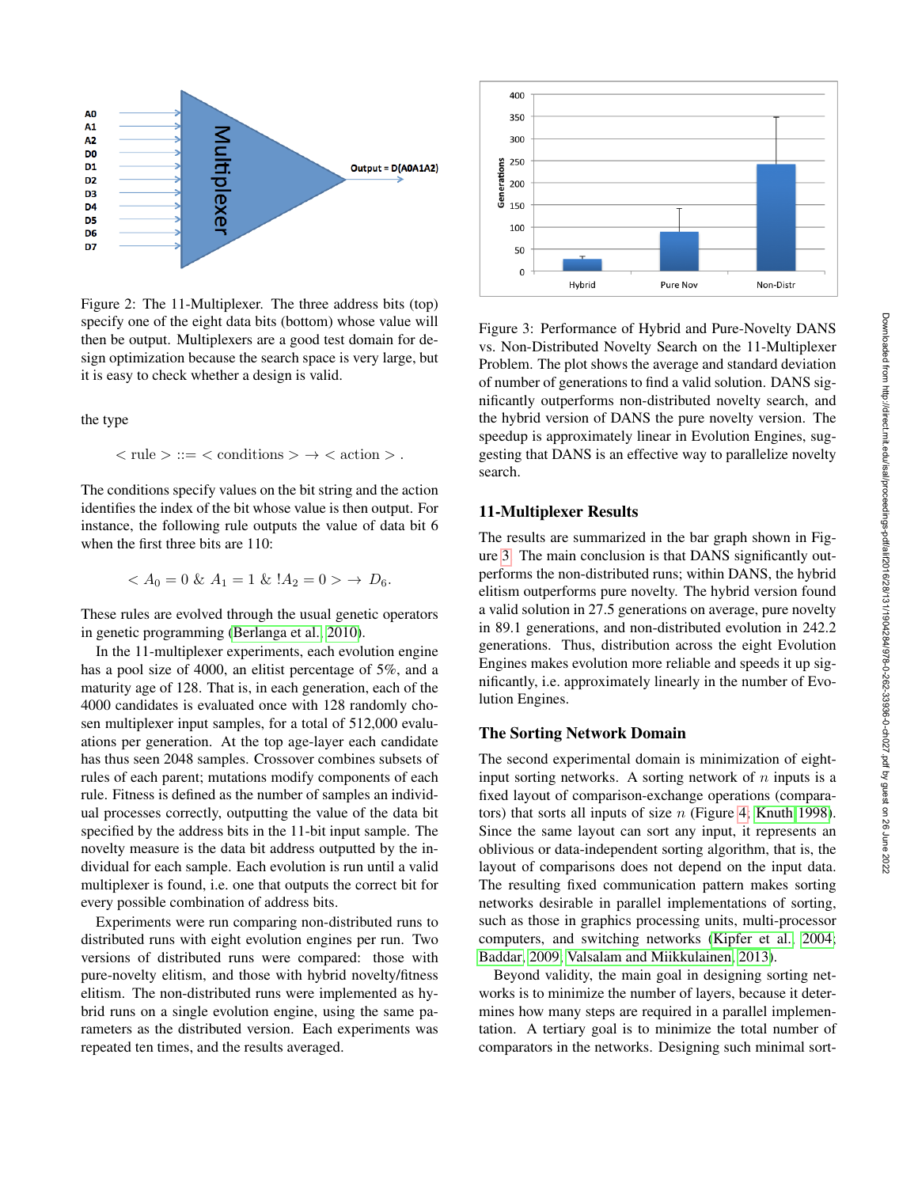Figure 2: The 11-Multiplexer. The three address bits (top) specify one of the eight data bits (bottom) whose value will then be output. Multiplexers are a good test domain for design optimization because the search space is very large, but it is easy to check whether a design is valid.

the type

$$< \text{rule} > ::= < \text{conditions} > \rightarrow < \text{action} > .$$

The conditions specify values on the bit string and the action identifies the index of the bit whose value is then output. For instance, the following rule outputs the value of data bit 6 when the first three bits are 110:

$$< A_0 = 0 \ \& \ A_1 = 1 \ \& \ !A_2 = 0 > \rightarrow D_6.$$

These rules are evolved through the usual genetic operators in genetic programming (Berlanga et al., 2010).

In the 11-multiplexer experiments, each evolution engine has a pool size of 4000, an elitist percentage of 5%, and a maturity age of 128. That is, in each generation, each of the 4000 candidates is evaluated once with 128 randomly chosen multiplexer input samples, for a total of 512,000 evaluations per generation. At the top age-layer each candidate has thus seen 2048 samples. Crossover combines subsets of rules of each parent; mutations modify components of each rule. Fitness is defined as the number of samples an individual processes correctly, outputting the value of the data bit specified by the address bits in the 11-bit input sample. The novelty measure is the data bit address outputted by the individual for each sample. Each evolution is run until a valid multiplexer is found, i.e. one that outputs the correct bit for every possible combination of address bits.

Experiments were run comparing non-distributed runs to distributed runs with eight evolution engines per run. Two versions of distributed runs were compared: those with pure-novelty elitism, and those with hybrid novelty/fitness elitism. The non-distributed runs were implemented as hybrid runs on a single evolution engine, using the same parameters as the distributed version. Each experiments was repeated ten times, and the results averaged.

Figure 3: Performance of Hybrid and Pure-Novelty DANS vs. Non-Distributed Novelty Search on the 11-Multiplexer Problem. The plot shows the average and standard deviation of number of generations to find a valid solution. DANS significantly outperforms non-distributed novelty search, and the hybrid version of DANS the pure novelty version. The speedup is approximately linear in Evolution Engines, suggesting that DANS is an effective way to parallelize novelty search.

## 11-Multiplexer Results

The results are summarized in the bar graph shown in Figure 3. The main conclusion is that DANS significantly outperforms the non-distributed runs; within DANS, the hybrid elitism outperforms pure novelty. The hybrid version found a valid solution in 27.5 generations on average, pure novelty in 89.1 generations, and non-distributed evolution in 242.2 generations. Thus, distribution across the eight Evolution Engines makes evolution more reliable and speeds it up significantly, i.e. approximately linearly in the number of Evolution Engines.

## The Sorting Network Domain

The second experimental domain is minimization of eight-input sorting networks. A sorting network of $n$ inputs is a fixed layout of comparison-exchange operations (comparators) that sorts all inputs of size $n$ (Figure 4; Knuth 1998). Since the same layout can sort any input, it represents an oblivious or data-independent sorting algorithm, that is, the layout of comparisons does not depend on the input data. The resulting fixed communication pattern makes sorting networks desirable in parallel implementations of sorting, such as those in graphics processing units, multi-processor computers, and switching networks (Kipfer et al., 2004; Baddar, 2009; Valsalam and Miikkulainen, 2013).

Beyond validity, the main goal in designing sorting networks is to minimize the number of layers, because it determines how many steps are required in a parallel implementation. A tertiary goal is to minimize the total number of comparators in the networks. Designing such minimal sort-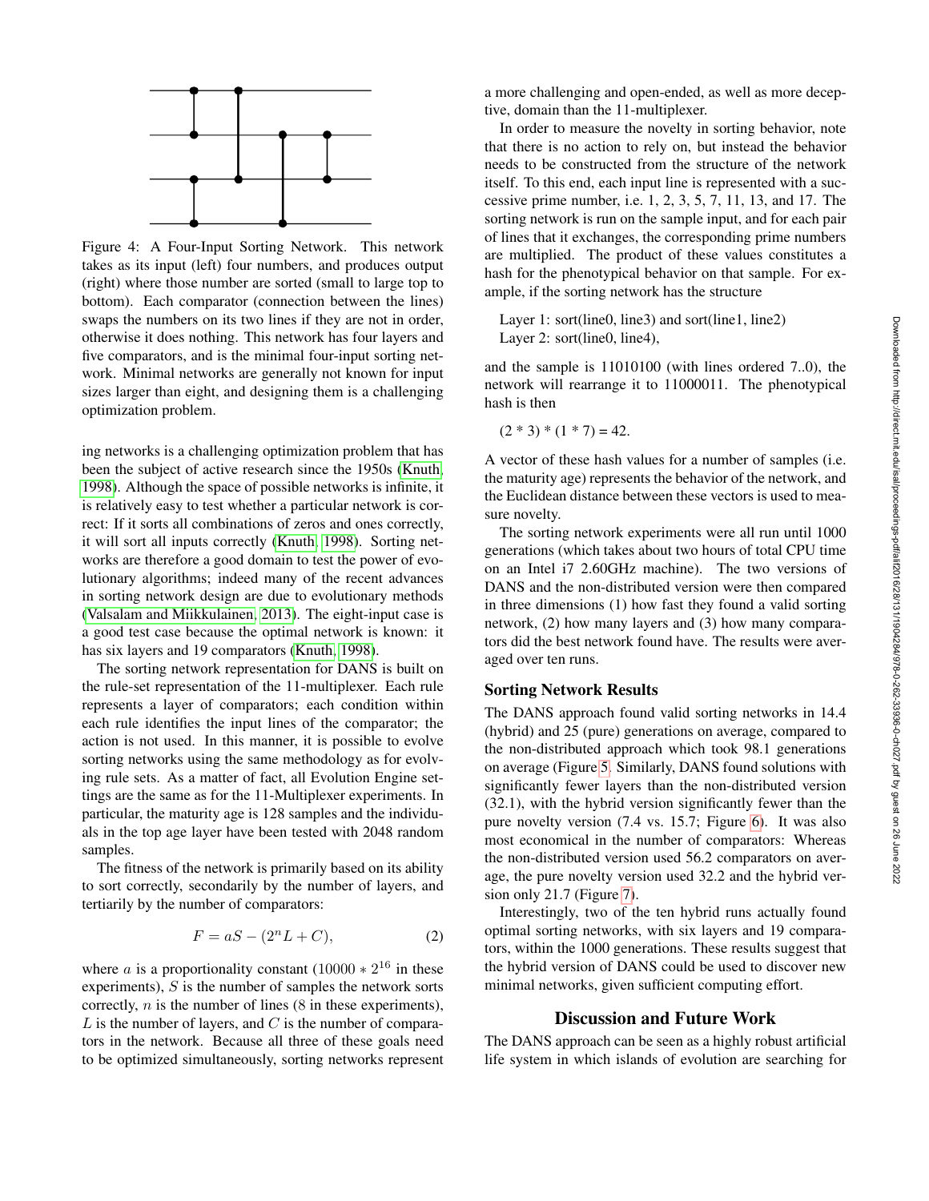Figure 4: A Four-Input Sorting Network. This network takes as its input (left) four numbers, and produces output (right) where those number are sorted (small to large top to bottom). Each comparator (connection between the lines) swaps the numbers on its two lines if they are not in order, otherwise it does nothing. This network has four layers and five comparators, and is the minimal four-input sorting network. Minimal networks are generally not known for input sizes larger than eight, and designing them is a challenging optimization problem.

ing networks is a challenging optimization problem that has been the subject of active research since the 1950s (Knuth, 1998). Although the space of possible networks is infinite, it is relatively easy to test whether a particular network is correct: If it sorts all combinations of zeros and ones correctly, it will sort all inputs correctly (Knuth, 1998). Sorting networks are therefore a good domain to test the power of evolutionary algorithms; indeed many of the recent advances in sorting network design are due to evolutionary methods (Valsalam and Miikkulainen, 2013). The eight-input case is a good test case because the optimal network is known: it has six layers and 19 comparators (Knuth, 1998).

The sorting network representation for DANS is built on the rule-set representation of the 11-multiplexer. Each rule represents a layer of comparators; each condition within each rule identifies the input lines of the comparator; the action is not used. In this manner, it is possible to evolve sorting networks using the same methodology as for evolving rule sets. As a matter of fact, all Evolution Engine settings are the same as for the 11-Multiplexer experiments. In particular, the maturity age is 128 samples and the individuals in the top age layer have been tested with 2048 random samples.

The fitness of the network is primarily based on its ability to sort correctly, secondarily by the number of layers, and tertiarily by the number of comparators:

$$F = aS - (2^n L + C), \tag{2}$$

where $a$ is a proportionality constant ($10000 * 2^{16}$ in these experiments), $S$ is the number of samples the network sorts correctly, $n$ is the number of lines (8 in these experiments), $L$ is the number of layers, and $C$ is the number of comparators in the network. Because all three of these goals need to be optimized simultaneously, sorting networks represent a more challenging and open-ended, as well as more deceptive, domain than the 11-multiplexer.

In order to measure the novelty in sorting behavior, note that there is no action to rely on, but instead the behavior needs to be constructed from the structure of the network itself. To this end, each input line is represented with a successive prime number, i.e. 1, 2, 3, 5, 7, 11, 13, and 17. The sorting network is run on the sample input, and for each pair of lines that it exchanges, the corresponding prime numbers are multiplied. The product of these values constitutes a hash for the phenotypical behavior on that sample. For example, if the sorting network has the structure

Layer 1: sort(line0, line3) and sort(line1, line2)
Layer 2: sort(line0, line4),

and the sample is 11010100 (with lines ordered 7..0), the network will rearrange it to 11000011. The phenotypical hash is then

(2 * 3) * (1 * 7) = 42.

A vector of these hash values for a number of samples (i.e. the maturity age) represents the behavior of the network, and the Euclidean distance between these vectors is used to measure novelty.

The sorting network experiments were all run until 1000 generations (which takes about two hours of total CPU time on an Intel i7 2.60GHz machine). The two versions of DANS and the non-distributed version were then compared in three dimensions (1) how fast they found a valid sorting network, (2) how many layers and (3) how many comparators did the best network found have. The results were averaged over ten runs.

### Sorting Network Results

The DANS approach found valid sorting networks in 14.4 (hybrid) and 25 (pure) generations on average, compared to the non-distributed approach which took 98.1 generations on average (Figure 5. Similarly, DANS found solutions with significantly fewer layers than the non-distributed version (32.1), with the hybrid version significantly fewer than the pure novelty version (7.4 vs. 15.7; Figure 6). It was also most economical in the number of comparators: Whereas the non-distributed version used 56.2 comparators on average, the pure novelty version used 32.2 and the hybrid version only 21.7 (Figure 7).

Interestingly, two of the ten hybrid runs actually found optimal sorting networks, with six layers and 19 comparators, within the 1000 generations. These results suggest that the hybrid version of DANS could be used to discover new minimal networks, given sufficient computing effort.

## Discussion and Future Work

The DANS approach can be seen as a highly robust artificial life system in which islands of evolution are searching for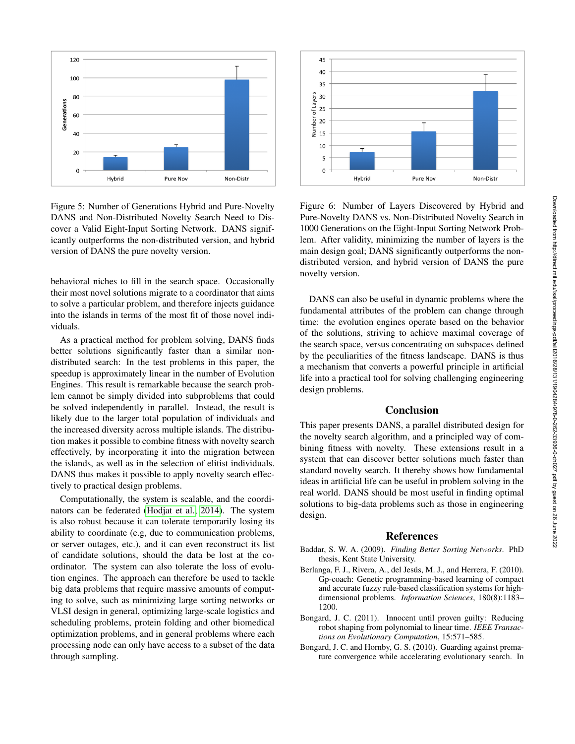Figure 5: Number of Generations Hybrid and Pure-Novelty DANS and Non-Distributed Novelty Search Need to Discover a Valid Eight-Input Sorting Network. DANS significantly outperforms the non-distributed version, and hybrid version of DANS the pure novelty version.

Figure 6: Number of Layers Discovered by Hybrid and Pure-Novelty DANS vs. Non-Distributed Novelty Search in 1000 Generations on the Eight-Input Sorting Network Problem. After validity, minimizing the number of layers is the main design goal; DANS significantly outperforms the non-distributed version, and hybrid version of DANS the pure novelty version.

behavioral niches to fill in the search space. Occasionally their most novel solutions migrate to a coordinator that aims to solve a particular problem, and therefore injects guidance into the islands in terms of the most fit of those novel individuals.

As a practical method for problem solving, DANS finds better solutions significantly faster than a similar non-distributed search: In the test problems in this paper, the speedup is approximately linear in the number of Evolution Engines. This result is remarkable because the search problem cannot be simply divided into subproblems that could be solved independently in parallel. Instead, the result is likely due to the larger total population of individuals and the increased diversity across multiple islands. The distribution makes it possible to combine fitness with novelty search effectively, by incorporating it into the migration between the islands, as well as in the selection of elitist individuals. DANS thus makes it possible to apply novelty search effectively to practical design problems.

Computationally, the system is scalable, and the coordinators can be federated (Hodjat et al., 2014). The system is also robust because it can tolerate temporarily losing its ability to coordinate (e.g, due to communication problems, or server outages, etc.), and it can even reconstruct its list of candidate solutions, should the data be lost at the coordinator. The system can also tolerate the loss of evolution engines. The approach can therefore be used to tackle big data problems that require massive amounts of computing to solve, such as minimizing large sorting networks or VLSI design in general, optimizing large-scale logistics and scheduling problems, protein folding and other biomedical optimization problems, and in general problems where each processing node can only have access to a subset of the data through sampling.

DANS can also be useful in dynamic problems where the fundamental attributes of the problem can change through time: the evolution engines operate based on the behavior of the solutions, striving to achieve maximal coverage of the search space, versus concentrating on subspaces defined by the peculiarities of the fitness landscape. DANS is thus a mechanism that converts a powerful principle in artificial life into a practical tool for solving challenging engineering design problems.

## Conclusion

This paper presents DANS, a parallel distributed design for the novelty search algorithm, and a principled way of combining fitness with novelty. These extensions result in a system that can discover better solutions much faster than standard novelty search. It thereby shows how fundamental ideas in artificial life can be useful in problem solving in the real world. DANS should be most useful in finding optimal solutions to big-data problems such as those in engineering design.

## References

Baddar, S. W. A. (2009). *Finding Better Sorting Networks*. PhD thesis, Kent State University.

Berlanga, F. J., Rivera, A., del Jesús, M. J., and Herrera, F. (2010). Gp-coach: Genetic programming-based learning of compact and accurate fuzzy rule-based classification systems for high-dimensional problems. *Information Sciences*, 180(8):1183–1200.

Bongard, J. C. (2011). Innocent until proven guilty: Reducing robot shaping from polynomial to linear time. *IEEE Transactions on Evolutionary Computation*, 15:571–585.

Bongard, J. C. and Hornby, G. S. (2010). Guarding against premature convergence while accelerating evolutionary search. In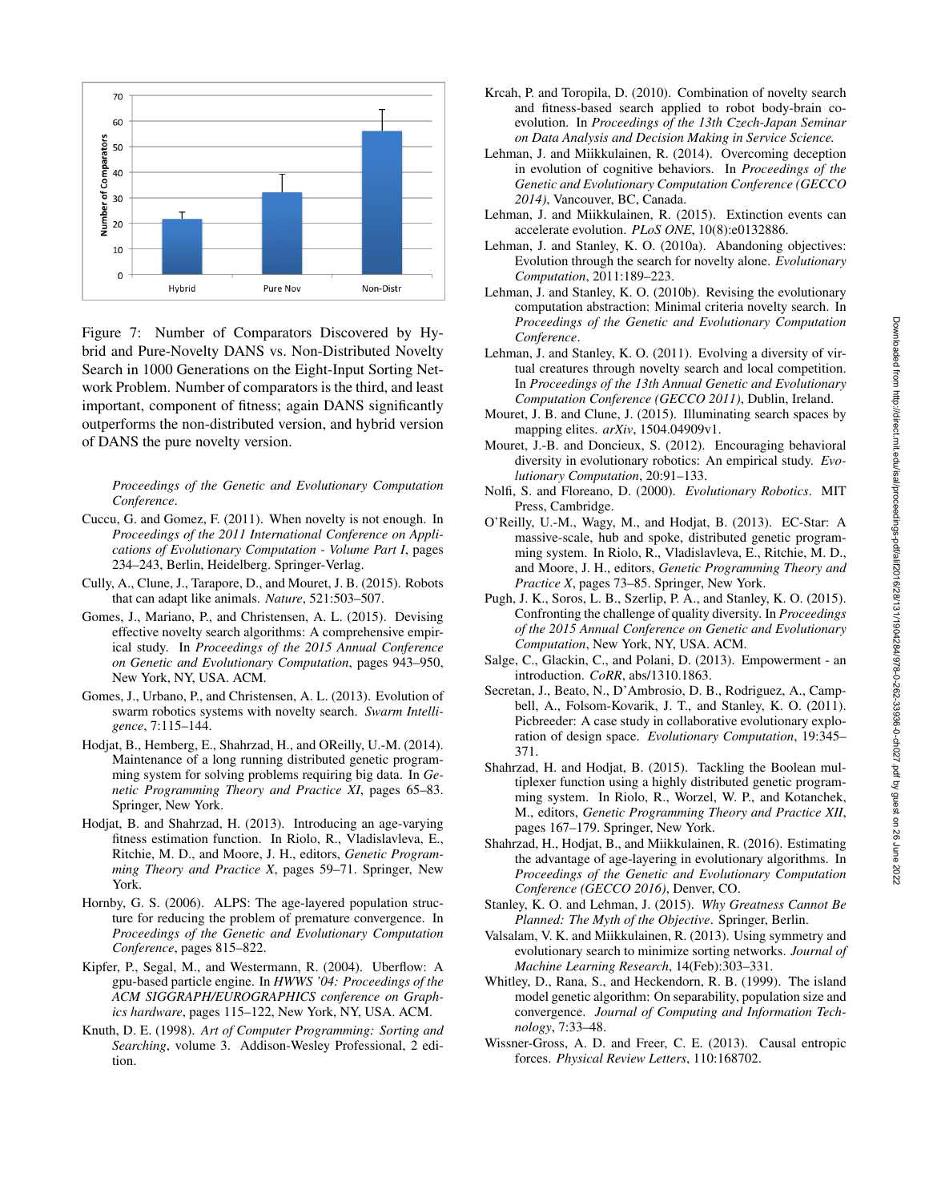70
60
50
40
30
20
10
0

Number of Comparators

Hybrid
Pure Nov
Non-Distr

Figure 7: Number of Comparators Discovered by Hybrid and Pure-Novelty DANS vs. Non-Distributed Novelty Search in 1000 Generations on the Eight-Input Sorting Network Problem. Number of comparators is the third, and least important, component of fitness; again DANS significantly outperforms the non-distributed version, and hybrid version of DANS the pure novelty version.

*Proceedings of the Genetic and Evolutionary Computation Conference*.

Cuccu, G. and Gomez, F. (2011). When novelty is not enough. In *Proceedings of the 2011 International Conference on Applications of Evolutionary Computation - Volume Part I*, pages 234–243, Berlin, Heidelberg. Springer-Verlag.

Cully, A., Clune, J., Tarapore, D., and Mouret, J. B. (2015). Robots that can adapt like animals. *Nature*, 521:503–507.

Gomes, J., Mariano, P., and Christensen, A. L. (2015). Devising effective novelty search algorithms: A comprehensive empirical study. In *Proceedings of the 2015 Annual Conference on Genetic and Evolutionary Computation*, pages 943–950, New York, NY, USA. ACM.

Gomes, J., Urbano, P., and Christensen, A. L. (2013). Evolution of swarm robotics systems with novelty search. *Swarm Intelligence*, 7:115–144.

Hodjat, B., Hemberg, E., Shahrzad, H., and OReilly, U.-M. (2014). Maintenance of a long running distributed genetic programming system for solving problems requiring big data. In *Genetic Programming Theory and Practice XI*, pages 65–83. Springer, New York.

Hodjat, B. and Shahrzad, H. (2013). Introducing an age-varying fitness estimation function. In Riolo, R., Vladislavleva, E., Ritchie, M. D., and Moore, J. H., editors, *Genetic Programming Theory and Practice X*, pages 59–71. Springer, New York.

Hornby, G. S. (2006). ALPS: The age-layered population structure for reducing the problem of premature convergence. In *Proceedings of the Genetic and Evolutionary Computation Conference*, pages 815–822.

Kipfer, P., Segal, M., and Westermann, R. (2004). Uberflow: A gpu-based particle engine. In *HWWS '04: Proceedings of the ACM SIGGRAPH/EUROGRAPHICS conference on Graphics hardware*, pages 115–122, New York, NY, USA. ACM.

Knuth, D. E. (1998). *Art of Computer Programming: Sorting and Searching*, volume 3. Addison-Wesley Professional, 2 edition.

Krcah, P. and Toropila, D. (2010). Combination of novelty search and fitness-based search applied to robot body-brain co-evolution. In *Proceedings of the 13th Czech-Japan Seminar on Data Analysis and Decision Making in Service Science.*

Lehman, J. and Miikkulainen, R. (2014). Overcoming deception in evolution of cognitive behaviors. In *Proceedings of the Genetic and Evolutionary Computation Conference (GECCO 2014)*, Vancouver, BC, Canada.

Lehman, J. and Miikkulainen, R. (2015). Extinction events can accelerate evolution. *PLoS ONE*, 10(8):e0132886.

Lehman, J. and Stanley, K. O. (2010a). Abandoning objectives: Evolution through the search for novelty alone. *Evolutionary Computation*, 2011:189–223.

Lehman, J. and Stanley, K. O. (2010b). Revising the evolutionary computation abstraction: Minimal criteria novelty search. In *Proceedings of the Genetic and Evolutionary Computation Conference*.

Lehman, J. and Stanley, K. O. (2011). Evolving a diversity of virtual creatures through novelty search and local competition. In *Proceedings of the 13th Annual Genetic and Evolutionary Computation Conference (GECCO 2011)*, Dublin, Ireland.

Mouret, J. B. and Clune, J. (2015). Illuminating search spaces by mapping elites. *arXiv*, 1504.04909v1.

Mouret, J.-B. and Doncieux, S. (2012). Encouraging behavioral diversity in evolutionary robotics: An empirical study. *Evolutionary Computation*, 20:91–133.

Nolfi, S. and Floreano, D. (2000). *Evolutionary Robotics*. MIT Press, Cambridge.

O'Reilly, U.-M., Wagy, M., and Hodjat, B. (2013). EC-Star: A massive-scale, hub and spoke, distributed genetic programming system. In Riolo, R., Vladislavleva, E., Ritchie, M. D., and Moore, J. H., editors, *Genetic Programming Theory and Practice X*, pages 73–85. Springer, New York.

Pugh, J. K., Soros, L. B., Szerlip, P. A., and Stanley, K. O. (2015). Confronting the challenge of quality diversity. In *Proceedings of the 2015 Annual Conference on Genetic and Evolutionary Computation*, New York, NY, USA. ACM.

Salge, C., Glackin, C., and Polani, D. (2013). Empowerment - an introduction. *CoRR*, abs/1310.1863.

Secretan, J., Beato, N., D'Ambrosio, D. B., Rodriguez, A., Campbell, A., Folsom-Kovarik, J. T., and Stanley, K. O. (2011). Picbreeder: A case study in collaborative evolutionary exploration of design space. *Evolutionary Computation*, 19:345–371.

Shahrzad, H. and Hodjat, B. (2015). Tackling the Boolean multiplexer function using a highly distributed genetic programming system. In Riolo, R., Worzel, W. P., and Kotanchek, M., editors, *Genetic Programming Theory and Practice XII*, pages 167–179. Springer, New York.

Shahrzad, H., Hodjat, B., and Miikkulainen, R. (2016). Estimating the advantage of age-layering in evolutionary algorithms. In *Proceedings of the Genetic and Evolutionary Computation Conference (GECCO 2016)*, Denver, CO.

Stanley, K. O. and Lehman, J. (2015). *Why Greatness Cannot Be Planned: The Myth of the Objective*. Springer, Berlin.

Valsalam, V. K. and Miikkulainen, R. (2013). Using symmetry and evolutionary search to minimize sorting networks. *Journal of Machine Learning Research*, 14(Feb):303–331.

Whitley, D., Rana, S., and Heckendorn, R. B. (1999). The island model genetic algorithm: On separability, population size and convergence. *Journal of Computing and Information Technology*, 7:33–48.

Wissner-Gross, A. D. and Freer, C. E. (2013). Causal entropic forces. *Physical Review Letters*, 110:168702.